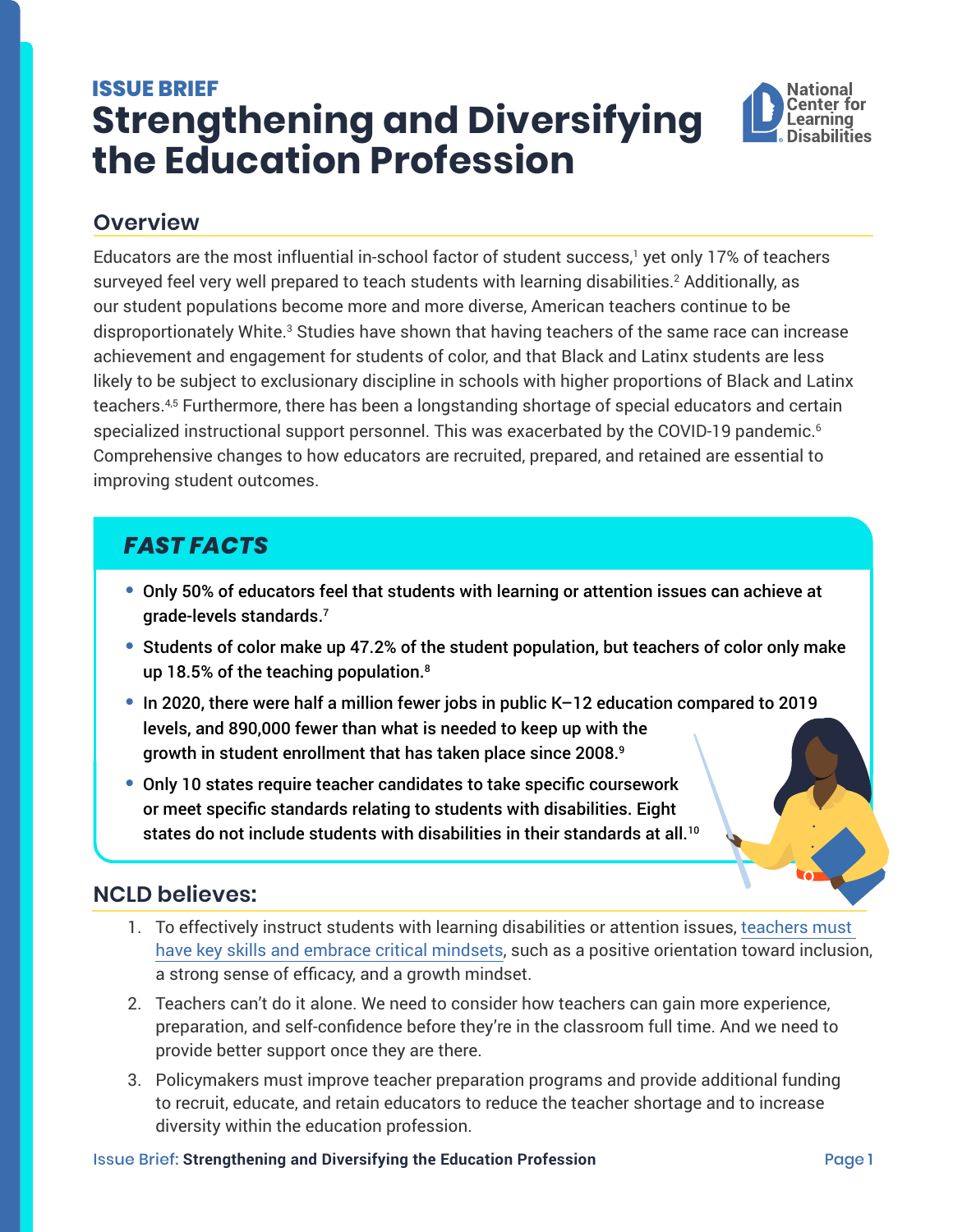ISSUE BRIEF

# Strengthening and Diversifying the Education Profession

National Center for Learning Disabilities

## Overview

Educators are the most influential in-school factor of student success,[1] yet only 17% of teachers surveyed feel very well prepared to teach students with learning disabilities.[2] Additionally, as our student populations become more and more diverse, American teachers continue to be disproportionately White.[3] Studies have shown that having teachers of the same race can increase achievement and engagement for students of color, and that Black and Latinx students are less likely to be subject to exclusionary discipline in schools with higher proportions of Black and Latinx teachers.[4,5] Furthermore, there has been a longstanding shortage of special educators and certain specialized instructional support personnel. This was exacerbated by the COVID-19 pandemic.[6] Comprehensive changes to how educators are recruited, prepared, and retained are essential to improving student outcomes.

## *FAST FACTS*

- **Only 50% of educators feel that students with learning or attention issues can achieve at grade-levels standards.[7]**
- **Students of color make up 47.2% of the student population, but teachers of color only make up 18.5% of the teaching population.[8]**
- **In 2020, there were half a million fewer jobs in public K–12 education compared to 2019 levels, and 890,000 fewer than what is needed to keep up with the growth in student enrollment that has taken place since 2008.[9]**
- **Only 10 states require teacher candidates to take specific coursework or meet specific standards relating to students with disabilities. Eight states do not include students with disabilities in their standards at all.[10]**

## NCLD believes:

1. To effectively instruct students with learning disabilities or attention issues, teachers must have key skills and embrace critical mindsets, such as a positive orientation toward inclusion, a strong sense of efficacy, and a growth mindset.
2. Teachers can't do it alone. We need to consider how teachers can gain more experience, preparation, and self-confidence before they're in the classroom full time. And we need to provide better support once they are there.
3. Policymakers must improve teacher preparation programs and provide additional funding to recruit, educate, and retain educators to reduce the teacher shortage and to increase diversity within the education profession.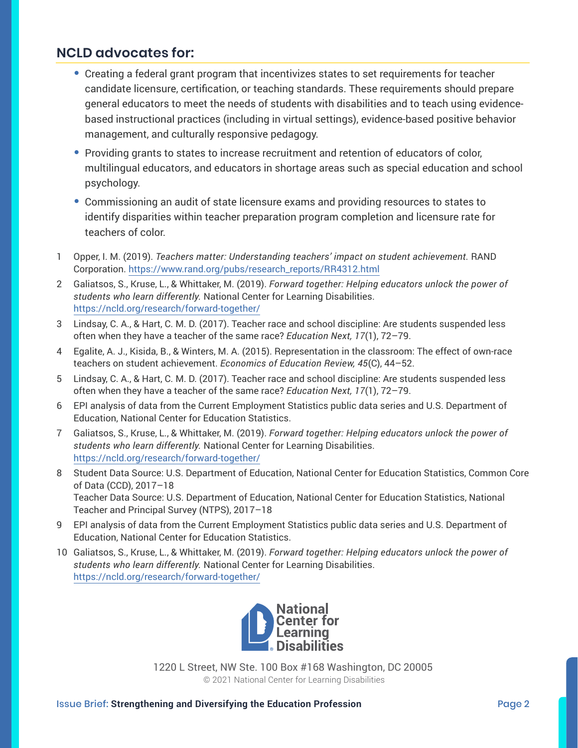## NCLD advocates for:

- Creating a federal grant program that incentivizes states to set requirements for teacher candidate licensure, certification, or teaching standards. These requirements should prepare general educators to meet the needs of students with disabilities and to teach using evidence-based instructional practices (including in virtual settings), evidence-based positive behavior management, and culturally responsive pedagogy.
- Providing grants to states to increase recruitment and retention of educators of color, multilingual educators, and educators in shortage areas such as special education and school psychology.
- Commissioning an audit of state licensure exams and providing resources to states to identify disparities within teacher preparation program completion and licensure rate for teachers of color.

1. Opper, I. M. (2019). *Teachers matter: Understanding teachers' impact on student achievement.* RAND Corporation. https://www.rand.org/pubs/research_reports/RR4312.html
2. Galiatsos, S., Kruse, L., & Whittaker, M. (2019). *Forward together: Helping educators unlock the power of students who learn differently.* National Center for Learning Disabilities. https://ncld.org/research/forward-together/
3. Lindsay, C. A., & Hart, C. M. D. (2017). Teacher race and school discipline: Are students suspended less often when they have a teacher of the same race? *Education Next, 17*(1), 72–79.
4. Egalite, A. J., Kisida, B., & Winters, M. A. (2015). Representation in the classroom: The effect of own-race teachers on student achievement. *Economics of Education Review, 45*(C), 44–52.
5. Lindsay, C. A., & Hart, C. M. D. (2017). Teacher race and school discipline: Are students suspended less often when they have a teacher of the same race? *Education Next, 17*(1), 72–79.
6. EPI analysis of data from the Current Employment Statistics public data series and U.S. Department of Education, National Center for Education Statistics.
7. Galiatsos, S., Kruse, L., & Whittaker, M. (2019). *Forward together: Helping educators unlock the power of students who learn differently.* National Center for Learning Disabilities. https://ncld.org/research/forward-together/
8. Student Data Source: U.S. Department of Education, National Center for Education Statistics, Common Core of Data (CCD), 2017–18
   Teacher Data Source: U.S. Department of Education, National Center for Education Statistics, National Teacher and Principal Survey (NTPS), 2017–18
9. EPI analysis of data from the Current Employment Statistics public data series and U.S. Department of Education, National Center for Education Statistics.
10. Galiatsos, S., Kruse, L., & Whittaker, M. (2019). *Forward together: Helping educators unlock the power of students who learn differently.* National Center for Learning Disabilities. https://ncld.org/research/forward-together/

National Center for Learning Disabilities

1220 L Street, NW Ste. 100 Box #168 Washington, DC 20005

© 2021 National Center for Learning Disabilities